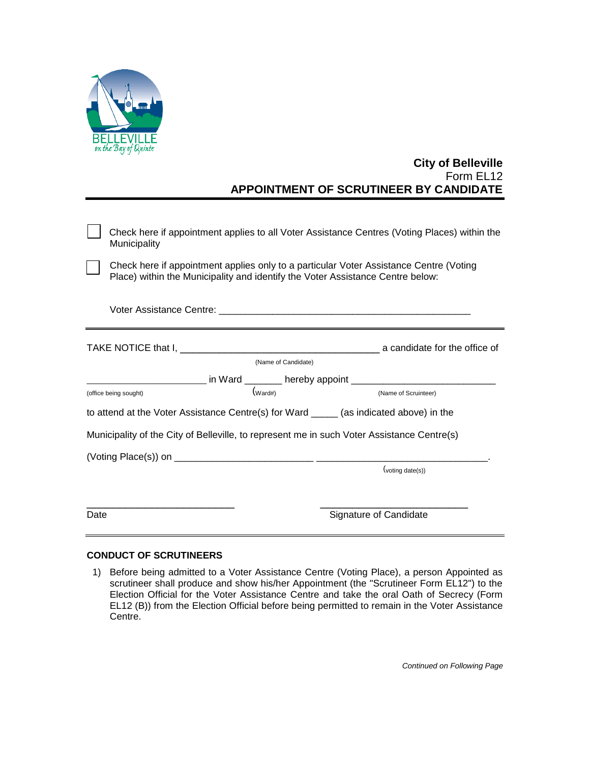**City of Belleville**
Form EL12
**APPOINTMENT OF SCRUTINEER BY CANDIDATE**

---

☐ Check here if appointment applies to all Voter Assistance Centres (Voting Places) within the Municipality

☐ Check here if appointment applies only to a particular Voter Assistance Centre (Voting Place) within the Municipality and identify the Voter Assistance Centre below:

Voter Assistance Centre: ________________________________________________

---

TAKE NOTICE that I, ____________________________________ a candidate for the office of
(Name of Candidate)

_____________________ in Ward _______ hereby appoint ___________________________
(office being sought) (Ward#) (Name of Scruinteer)

to attend at the Voter Assistance Centre(s) for Ward _____ (as indicated above) in the

Municipality of the City of Belleville, to represent me in such Voter Assistance Centre(s)

(Voting Place(s)) on _________________________ _______________________________.
(voting date(s))

___________________________ ___________________________
Date Signature of Candidate

---

### CONDUCT OF SCRUTINEERS

1) Before being admitted to a Voter Assistance Centre (Voting Place), a person Appointed as scrutineer shall produce and show his/her Appointment (the "Scrutineer Form EL12") to the Election Official for the Voter Assistance Centre and take the oral Oath of Secrecy (Form EL12 (B)) from the Election Official before being permitted to remain in the Voter Assistance Centre.

*Continued on Following Page*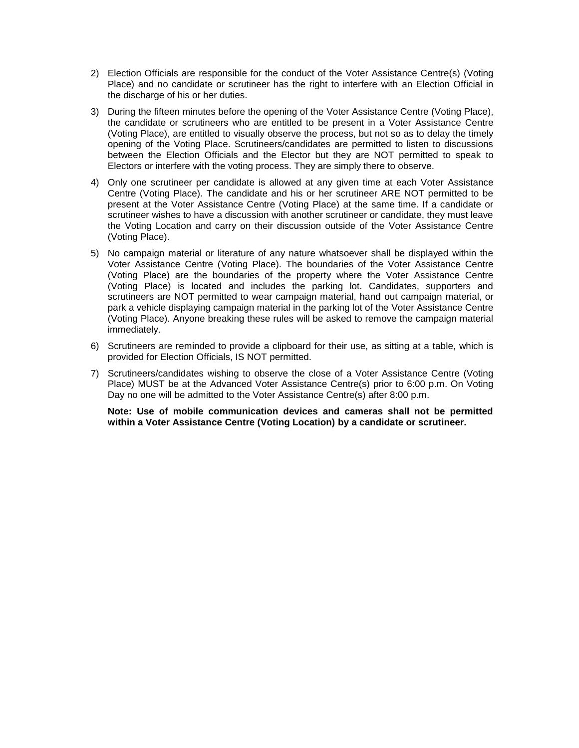2) Election Officials are responsible for the conduct of the Voter Assistance Centre(s) (Voting Place) and no candidate or scrutineer has the right to interfere with an Election Official in the discharge of his or her duties.

3) During the fifteen minutes before the opening of the Voter Assistance Centre (Voting Place), the candidate or scrutineers who are entitled to be present in a Voter Assistance Centre (Voting Place), are entitled to visually observe the process, but not so as to delay the timely opening of the Voting Place. Scrutineers/candidates are permitted to listen to discussions between the Election Officials and the Elector but they are NOT permitted to speak to Electors or interfere with the voting process. They are simply there to observe.

4) Only one scrutineer per candidate is allowed at any given time at each Voter Assistance Centre (Voting Place). The candidate and his or her scrutineer ARE NOT permitted to be present at the Voter Assistance Centre (Voting Place) at the same time. If a candidate or scrutineer wishes to have a discussion with another scrutineer or candidate, they must leave the Voting Location and carry on their discussion outside of the Voter Assistance Centre (Voting Place).

5) No campaign material or literature of any nature whatsoever shall be displayed within the Voter Assistance Centre (Voting Place). The boundaries of the Voter Assistance Centre (Voting Place) are the boundaries of the property where the Voter Assistance Centre (Voting Place) is located and includes the parking lot. Candidates, supporters and scrutineers are NOT permitted to wear campaign material, hand out campaign material, or park a vehicle displaying campaign material in the parking lot of the Voter Assistance Centre (Voting Place). Anyone breaking these rules will be asked to remove the campaign material immediately.

6) Scrutineers are reminded to provide a clipboard for their use, as sitting at a table, which is provided for Election Officials, IS NOT permitted.

7) Scrutineers/candidates wishing to observe the close of a Voter Assistance Centre (Voting Place) MUST be at the Advanced Voter Assistance Centre(s) prior to 6:00 p.m. On Voting Day no one will be admitted to the Voter Assistance Centre(s) after 8:00 p.m.

**Note: Use of mobile communication devices and cameras shall not be permitted within a Voter Assistance Centre (Voting Location) by a candidate or scrutineer.**